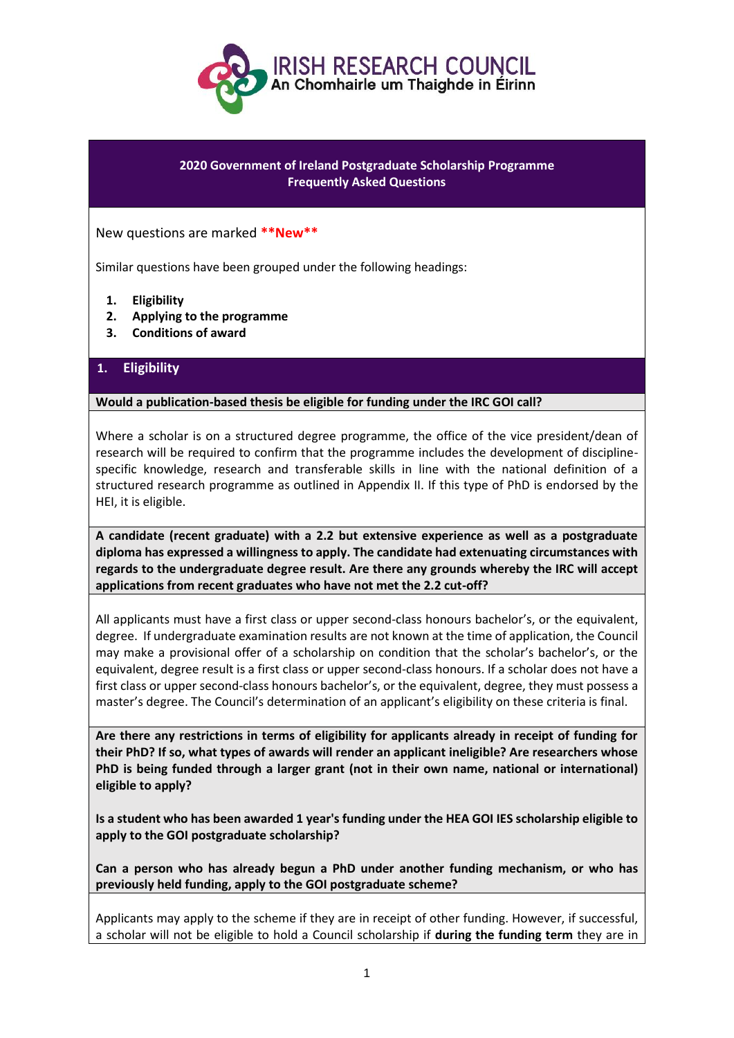IRISH RESEARCH COUNCIL
An Chomhairle um Thaighde in Éirinn

# 2020 Government of Ireland Postgraduate Scholarship Programme
# Frequently Asked Questions

New questions are marked **\*\*New\*\***

Similar questions have been grouped under the following headings:

1. **Eligibility**
2. **Applying to the programme**
3. **Conditions of award**

## 1. Eligibility

**Would a publication-based thesis be eligible for funding under the IRC GOI call?**

Where a scholar is on a structured degree programme, the office of the vice president/dean of research will be required to confirm that the programme includes the development of discipline-specific knowledge, research and transferable skills in line with the national definition of a structured research programme as outlined in Appendix II. If this type of PhD is endorsed by the HEI, it is eligible.

**A candidate (recent graduate) with a 2.2 but extensive experience as well as a postgraduate diploma has expressed a willingness to apply. The candidate had extenuating circumstances with regards to the undergraduate degree result. Are there any grounds whereby the IRC will accept applications from recent graduates who have not met the 2.2 cut-off?**

All applicants must have a first class or upper second-class honours bachelor's, or the equivalent, degree. If undergraduate examination results are not known at the time of application, the Council may make a provisional offer of a scholarship on condition that the scholar's bachelor's, or the equivalent, degree result is a first class or upper second-class honours. If a scholar does not have a first class or upper second-class honours bachelor's, or the equivalent, degree, they must possess a master's degree. The Council's determination of an applicant's eligibility on these criteria is final.

**Are there any restrictions in terms of eligibility for applicants already in receipt of funding for their PhD? If so, what types of awards will render an applicant ineligible? Are researchers whose PhD is being funded through a larger grant (not in their own name, national or international) eligible to apply?**

**Is a student who has been awarded 1 year's funding under the HEA GOI IES scholarship eligible to apply to the GOI postgraduate scholarship?**

**Can a person who has already begun a PhD under another funding mechanism, or who has previously held funding, apply to the GOI postgraduate scheme?**

Applicants may apply to the scheme if they are in receipt of other funding. However, if successful, a scholar will not be eligible to hold a Council scholarship if **during the funding term** they are in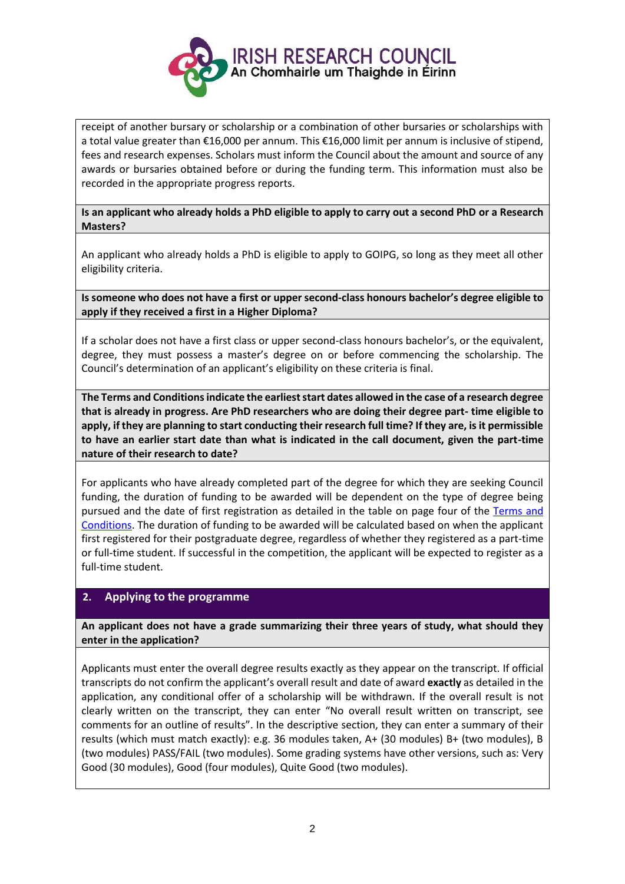receipt of another bursary or scholarship or a combination of other bursaries or scholarships with a total value greater than €16,000 per annum. This €16,000 limit per annum is inclusive of stipend, fees and research expenses. Scholars must inform the Council about the amount and source of any awards or bursaries obtained before or during the funding term. This information must also be recorded in the appropriate progress reports.

**Is an applicant who already holds a PhD eligible to apply to carry out a second PhD or a Research Masters?**

An applicant who already holds a PhD is eligible to apply to GOIPG, so long as they meet all other eligibility criteria.

**Is someone who does not have a first or upper second-class honours bachelor's degree eligible to apply if they received a first in a Higher Diploma?**

If a scholar does not have a first class or upper second-class honours bachelor's, or the equivalent, degree, they must possess a master's degree on or before commencing the scholarship. The Council's determination of an applicant's eligibility on these criteria is final.

**The Terms and Conditions indicate the earliest start dates allowed in the case of a research degree that is already in progress. Are PhD researchers who are doing their degree part- time eligible to apply, if they are planning to start conducting their research full time? If they are, is it permissible to have an earlier start date than what is indicated in the call document, given the part-time nature of their research to date?**

For applicants who have already completed part of the degree for which they are seeking Council funding, the duration of funding to be awarded will be dependent on the type of degree being pursued and the date of first registration as detailed in the table on page four of the Terms and Conditions. The duration of funding to be awarded will be calculated based on when the applicant first registered for their postgraduate degree, regardless of whether they registered as a part-time or full-time student. If successful in the competition, the applicant will be expected to register as a full-time student.

## 2. Applying to the programme

**An applicant does not have a grade summarizing their three years of study, what should they enter in the application?**

Applicants must enter the overall degree results exactly as they appear on the transcript. If official transcripts do not confirm the applicant's overall result and date of award **exactly** as detailed in the application, any conditional offer of a scholarship will be withdrawn. If the overall result is not clearly written on the transcript, they can enter "No overall result written on transcript, see comments for an outline of results". In the descriptive section, they can enter a summary of their results (which must match exactly): e.g. 36 modules taken, A+ (30 modules) B+ (two modules), B (two modules) PASS/FAIL (two modules). Some grading systems have other versions, such as: Very Good (30 modules), Good (four modules), Quite Good (two modules).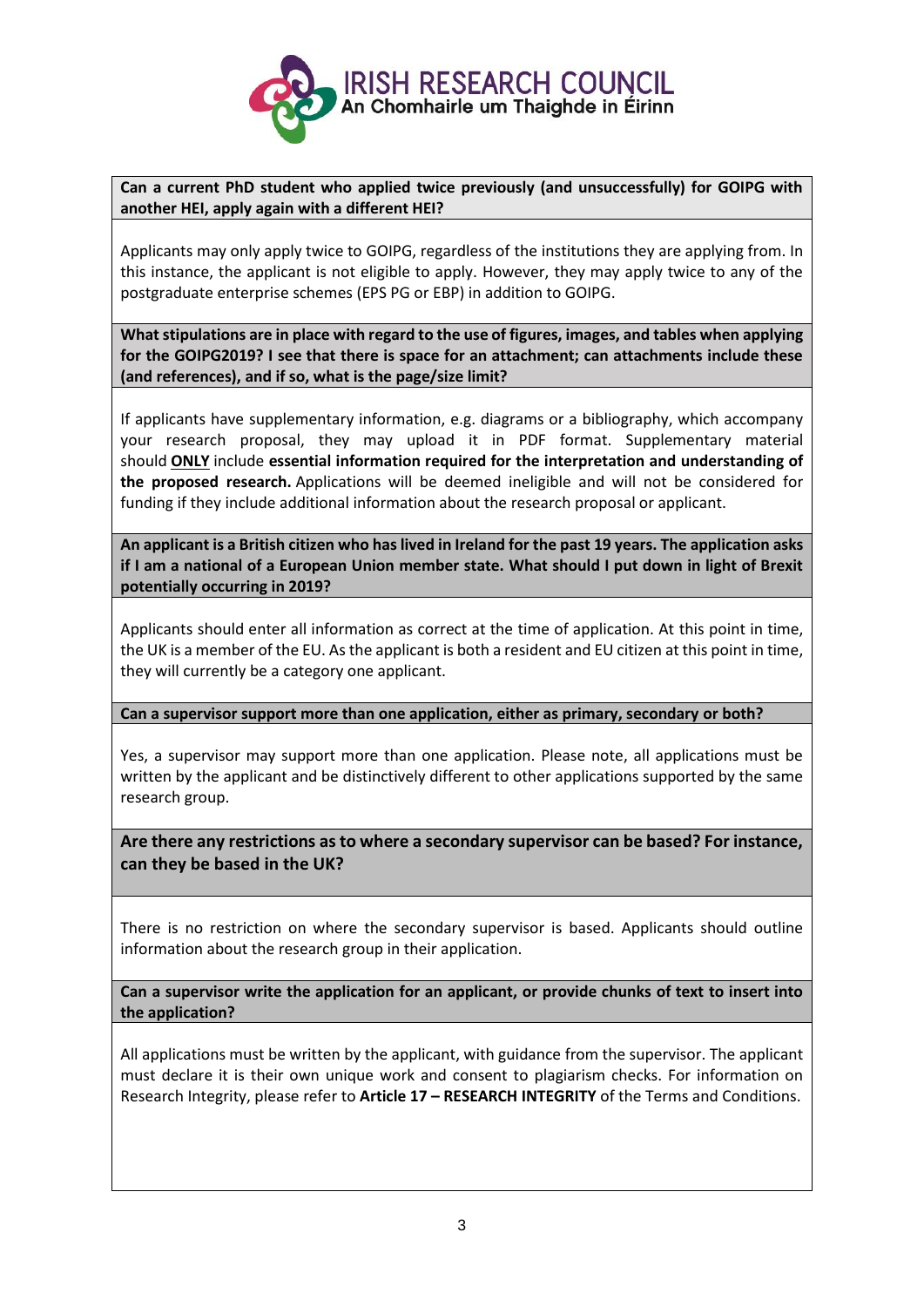**Can a current PhD student who applied twice previously (and unsuccessfully) for GOIPG with another HEI, apply again with a different HEI?**

Applicants may only apply twice to GOIPG, regardless of the institutions they are applying from. In this instance, the applicant is not eligible to apply. However, they may apply twice to any of the postgraduate enterprise schemes (EPS PG or EBP) in addition to GOIPG.

**What stipulations are in place with regard to the use of figures, images, and tables when applying for the GOIPG2019? I see that there is space for an attachment; can attachments include these (and references), and if so, what is the page/size limit?**

If applicants have supplementary information, e.g. diagrams or a bibliography, which accompany your research proposal, they may upload it in PDF format. Supplementary material should **ONLY** include **essential information required for the interpretation and understanding of the proposed research.** Applications will be deemed ineligible and will not be considered for funding if they include additional information about the research proposal or applicant.

**An applicant is a British citizen who has lived in Ireland for the past 19 years. The application asks if I am a national of a European Union member state. What should I put down in light of Brexit potentially occurring in 2019?**

Applicants should enter all information as correct at the time of application. At this point in time, the UK is a member of the EU. As the applicant is both a resident and EU citizen at this point in time, they will currently be a category one applicant.

**Can a supervisor support more than one application, either as primary, secondary or both?**

Yes, a supervisor may support more than one application. Please note, all applications must be written by the applicant and be distinctively different to other applications supported by the same research group.

**Are there any restrictions as to where a secondary supervisor can be based? For instance, can they be based in the UK?**

There is no restriction on where the secondary supervisor is based. Applicants should outline information about the research group in their application.

**Can a supervisor write the application for an applicant, or provide chunks of text to insert into the application?**

All applications must be written by the applicant, with guidance from the supervisor. The applicant must declare it is their own unique work and consent to plagiarism checks. For information on Research Integrity, please refer to **Article 17 – RESEARCH INTEGRITY** of the Terms and Conditions.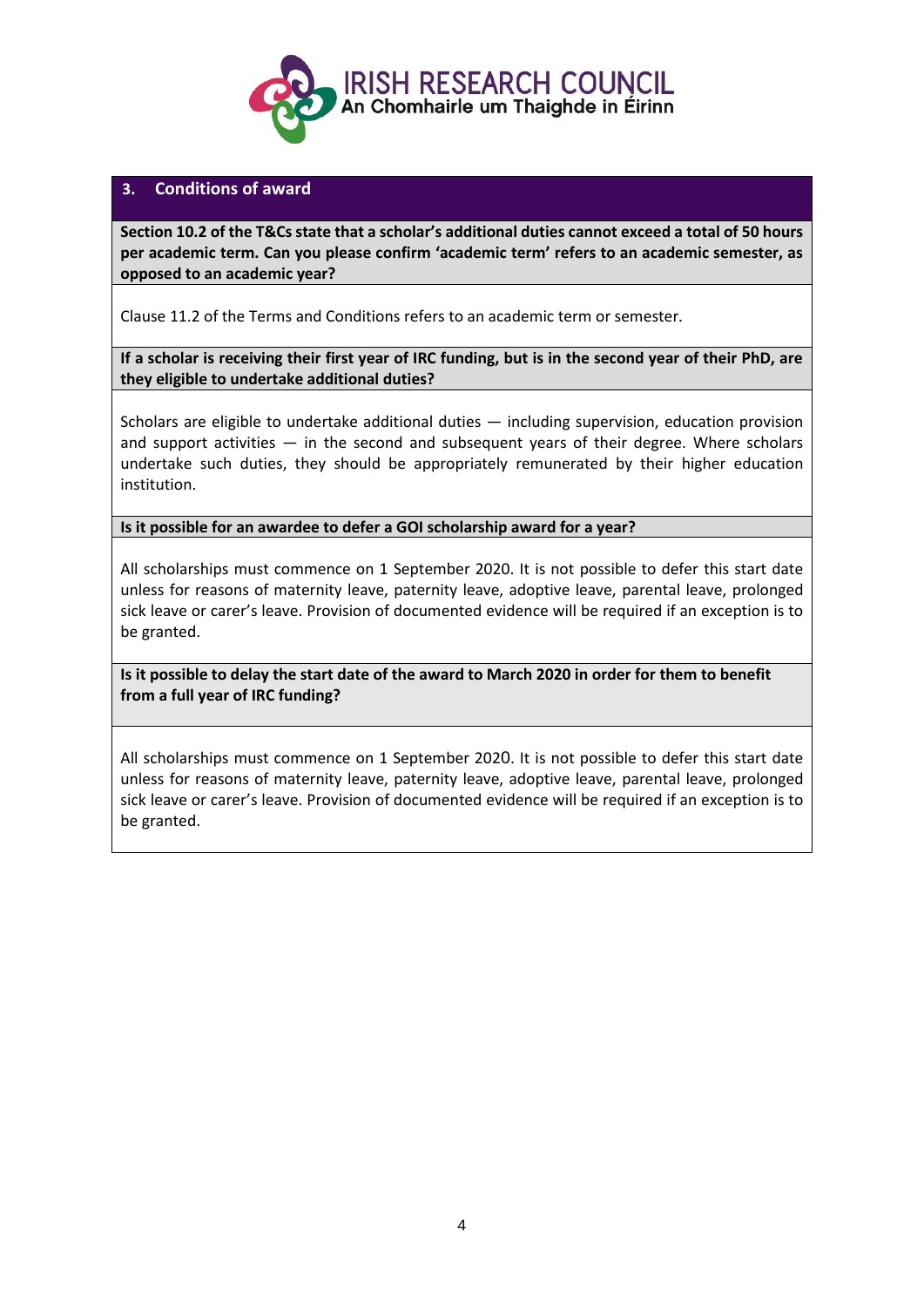## 3. Conditions of award

**Section 10.2 of the T&Cs state that a scholar's additional duties cannot exceed a total of 50 hours per academic term. Can you please confirm 'academic term' refers to an academic semester, as opposed to an academic year?**

Clause 11.2 of the Terms and Conditions refers to an academic term or semester.

**If a scholar is receiving their first year of IRC funding, but is in the second year of their PhD, are they eligible to undertake additional duties?**

Scholars are eligible to undertake additional duties — including supervision, education provision and support activities — in the second and subsequent years of their degree. Where scholars undertake such duties, they should be appropriately remunerated by their higher education institution.

**Is it possible for an awardee to defer a GOI scholarship award for a year?**

All scholarships must commence on 1 September 2020. It is not possible to defer this start date unless for reasons of maternity leave, paternity leave, adoptive leave, parental leave, prolonged sick leave or carer's leave. Provision of documented evidence will be required if an exception is to be granted.

**Is it possible to delay the start date of the award to March 2020 in order for them to benefit from a full year of IRC funding?**

All scholarships must commence on 1 September 2020. It is not possible to defer this start date unless for reasons of maternity leave, paternity leave, adoptive leave, parental leave, prolonged sick leave or carer's leave. Provision of documented evidence will be required if an exception is to be granted.